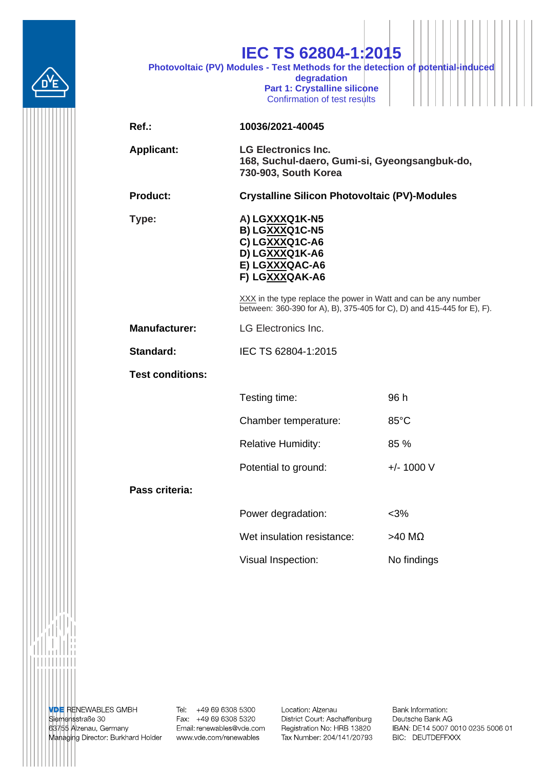# IEC TS 62804-1:2015

**Photovoltaic (PV) Modules - Test Methods for the detection of potential-induced degradation**

**Part 1: Crystalline silicone**

Confirmation of test results

| | |
|---|---|
| **Ref.:** | **10036/2021-40045** |
| **Applicant:** | **LG Electronics Inc.**<br>**168, Suchul-daero, Gumi-si, Gyeongsangbuk-do, 730-903, South Korea** |
| **Product:** | **Crystalline Silicon Photovoltaic (PV)-Modules** |
| **Type:** | **A) LGXXXQ1K-N5**<br>**B) LGXXXQ1C-N5**<br>**C) LGXXXQ1C-A6**<br>**D) LGXXXQ1K-A6**<br>**E) LGXXXQAC-A6**<br>**F) LGXXXQAK-A6** |

XXX in the type replace the power in Watt and can be any number between: 360-390 for A), B), 375-405 for C), D) and 415-445 for E), F).

| | |
|---|---|
| **Manufacturer:** | LG Electronics Inc. |
| **Standard:** | IEC TS 62804-1:2015 |

**Test conditions:**

| | |
|---|---|
| Testing time: | 96 h |
| Chamber temperature: | 85°C |
| Relative Humidity: | 85 % |
| Potential to ground: | +/- 1000 V |

**Pass criteria:**

| | |
|---|---|
| Power degradation: | <3% |
| Wet insulation resistance: | >40 MΩ |
| Visual Inspection: | No findings |

VDE RENEWABLES GMBH
Siemensstraße 30
63755 Alzenau, Germany
Managing Director: Burkhard Holder

Tel: +49 69 6308 5300
Fax: +49 69 6308 5320
Email: renewables@vde.com
www.vde.com/renewables

Location: Alzenau
District Court: Aschaffenburg
Registration No: HRB 13820
Tax Number: 204/141/20793

Bank Information:
Deutsche Bank AG
IBAN: DE14 5007 0010 0235 5006 01
BIC: DEUTDEFFXXX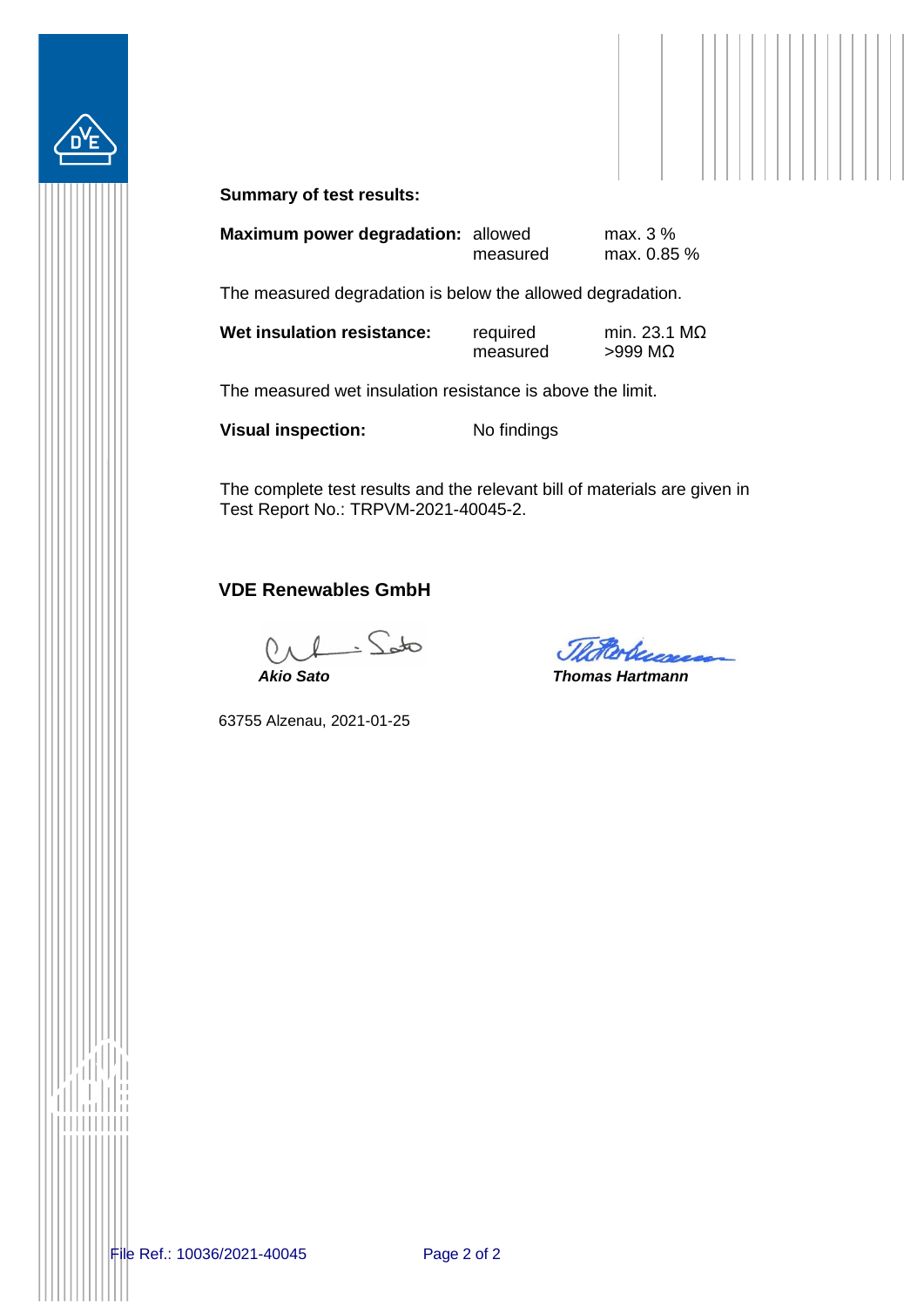**Summary of test results:**

| | | |
|---|---|---|
| **Maximum power degradation:** | allowed | max. 3 % |
| | measured | max. 0.85 % |

The measured degradation is below the allowed degradation.

| | | |
|---|---|---|
| **Wet insulation resistance:** | required | min. 23.1 MΩ |
| | measured | >999 MΩ |

The measured wet insulation resistance is above the limit.

**Visual inspection:** No findings

The complete test results and the relevant bill of materials are given in Test Report No.: TRPVM-2021-40045-2.

**VDE Renewables GmbH**

***Akio Sato*** ***Thomas Hartmann***

63755 Alzenau, 2021-01-25

File Ref.: 10036/2021-40045